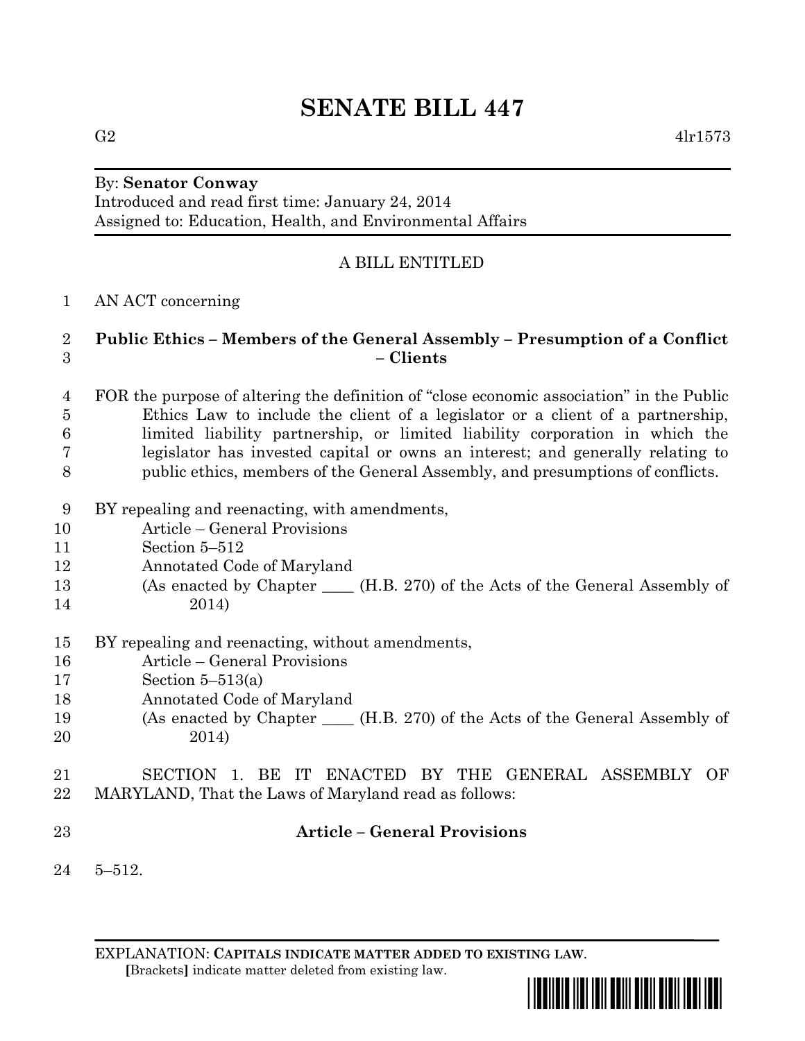# SENATE BILL 447

G2 4lr1573

By: **Senator Conway**
Introduced and read first time: January 24, 2014
Assigned to: Education, Health, and Environmental Affairs

A BILL ENTITLED

AN ACT concerning

**Public Ethics – Members of the General Assembly – Presumption of a Conflict – Clients**

FOR the purpose of altering the definition of "close economic association" in the Public Ethics Law to include the client of a legislator or a client of a partnership, limited liability partnership, or limited liability corporation in which the legislator has invested capital or owns an interest; and generally relating to public ethics, members of the General Assembly, and presumptions of conflicts.

BY repealing and reenacting, with amendments,
Article – General Provisions
Section 5–512
Annotated Code of Maryland
(As enacted by Chapter ____ (H.B. 270) of the Acts of the General Assembly of 2014)

BY repealing and reenacting, without amendments,
Article – General Provisions
Section 5–513(a)
Annotated Code of Maryland
(As enacted by Chapter ____ (H.B. 270) of the Acts of the General Assembly of 2014)

SECTION 1. BE IT ENACTED BY THE GENERAL ASSEMBLY OF MARYLAND, That the Laws of Maryland read as follows:

**Article – General Provisions**

5–512.

EXPLANATION: **CAPITALS INDICATE MATTER ADDED TO EXISTING LAW.**
**[**Brackets**]** indicate matter deleted from existing law.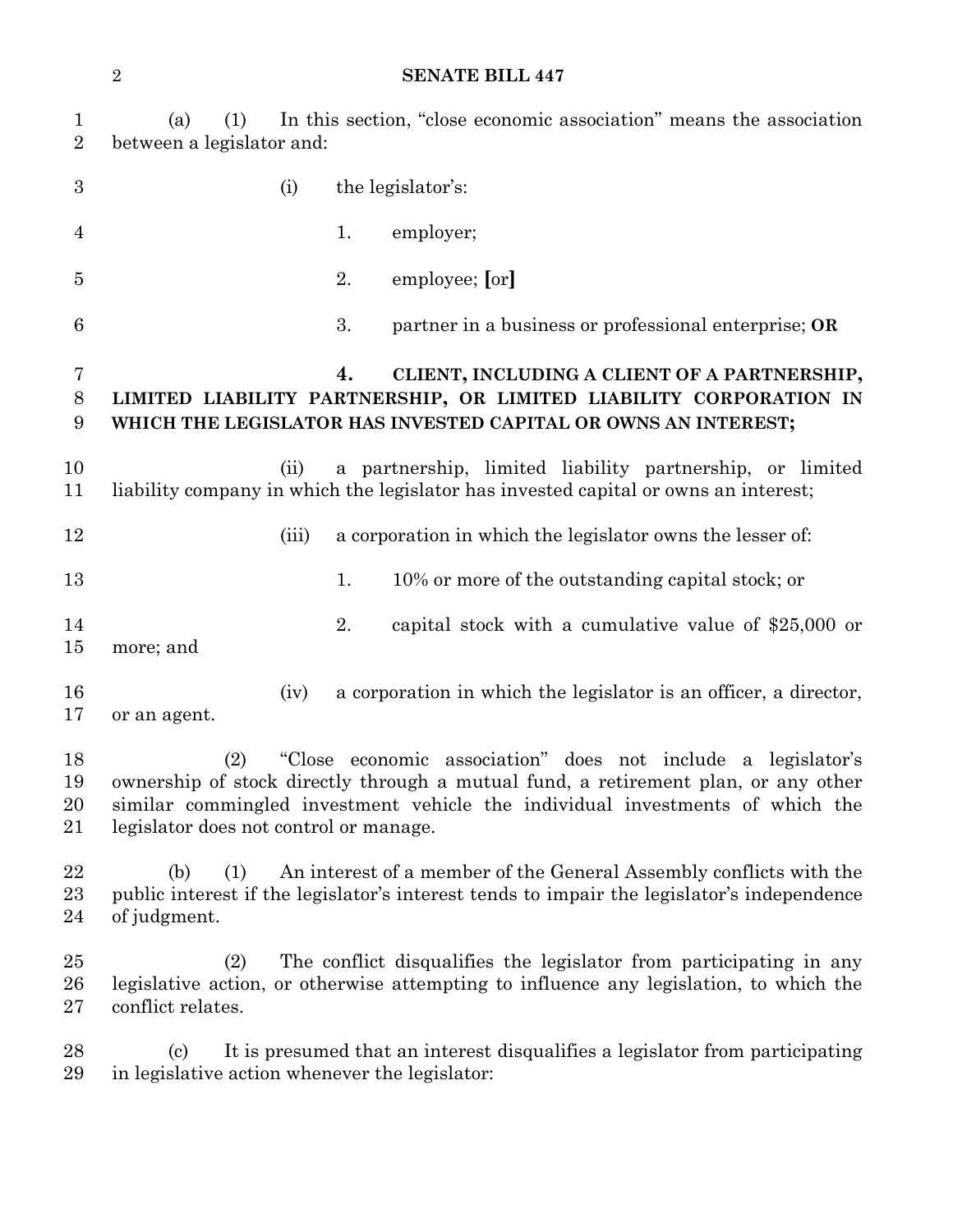(a) (1) In this section, "close economic association" means the association between a legislator and:

(i) the legislator's:

1. employer;

2. employee; [or]

3. partner in a business or professional enterprise; **OR**

**4. CLIENT, INCLUDING A CLIENT OF A PARTNERSHIP, LIMITED LIABILITY PARTNERSHIP, OR LIMITED LIABILITY CORPORATION IN WHICH THE LEGISLATOR HAS INVESTED CAPITAL OR OWNS AN INTEREST;**

(ii) a partnership, limited liability partnership, or limited liability company in which the legislator has invested capital or owns an interest;

(iii) a corporation in which the legislator owns the lesser of:

1. 10% or more of the outstanding capital stock; or

2. capital stock with a cumulative value of $25,000 or more; and

(iv) a corporation in which the legislator is an officer, a director, or an agent.

(2) "Close economic association" does not include a legislator's ownership of stock directly through a mutual fund, a retirement plan, or any other similar commingled investment vehicle the individual investments of which the legislator does not control or manage.

(b) (1) An interest of a member of the General Assembly conflicts with the public interest if the legislator's interest tends to impair the legislator's independence of judgment.

(2) The conflict disqualifies the legislator from participating in any legislative action, or otherwise attempting to influence any legislation, to which the conflict relates.

(c) It is presumed that an interest disqualifies a legislator from participating in legislative action whenever the legislator: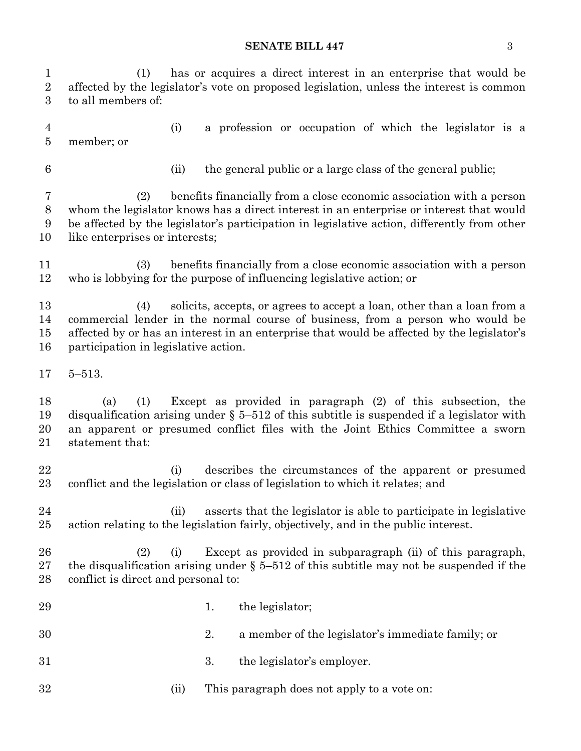(1) has or acquires a direct interest in an enterprise that would be affected by the legislator's vote on proposed legislation, unless the interest is common to all members of:

(i) a profession or occupation of which the legislator is a member; or

(ii) the general public or a large class of the general public;

(2) benefits financially from a close economic association with a person whom the legislator knows has a direct interest in an enterprise or interest that would be affected by the legislator's participation in legislative action, differently from other like enterprises or interests;

(3) benefits financially from a close economic association with a person who is lobbying for the purpose of influencing legislative action; or

(4) solicits, accepts, or agrees to accept a loan, other than a loan from a commercial lender in the normal course of business, from a person who would be affected by or has an interest in an enterprise that would be affected by the legislator's participation in legislative action.

5–513.

(a) (1) Except as provided in paragraph (2) of this subsection, the disqualification arising under § 5–512 of this subtitle is suspended if a legislator with an apparent or presumed conflict files with the Joint Ethics Committee a sworn statement that:

(i) describes the circumstances of the apparent or presumed conflict and the legislation or class of legislation to which it relates; and

(ii) asserts that the legislator is able to participate in legislative action relating to the legislation fairly, objectively, and in the public interest.

(2) (i) Except as provided in subparagraph (ii) of this paragraph, the disqualification arising under § 5–512 of this subtitle may not be suspended if the conflict is direct and personal to:

1. the legislator;

2. a member of the legislator's immediate family; or

3. the legislator's employer.

(ii) This paragraph does not apply to a vote on: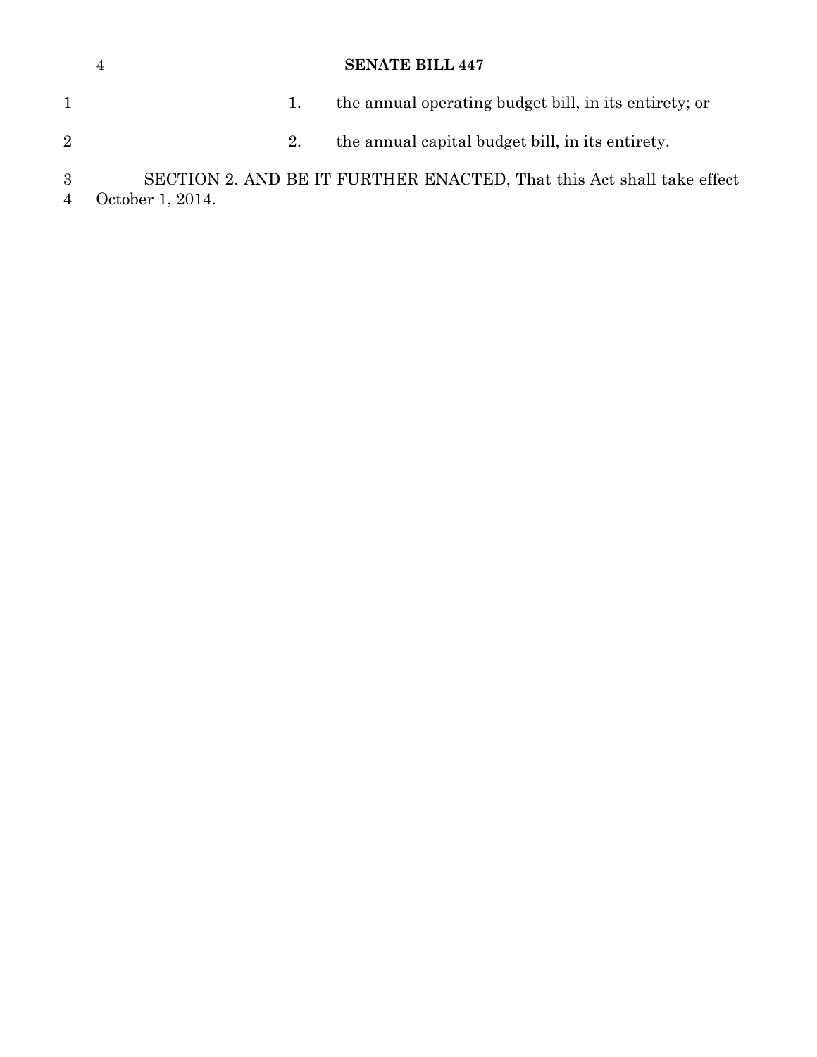1. the annual operating budget bill, in its entirety; or

2. the annual capital budget bill, in its entirety.

SECTION 2. AND BE IT FURTHER ENACTED, That this Act shall take effect October 1, 2014.